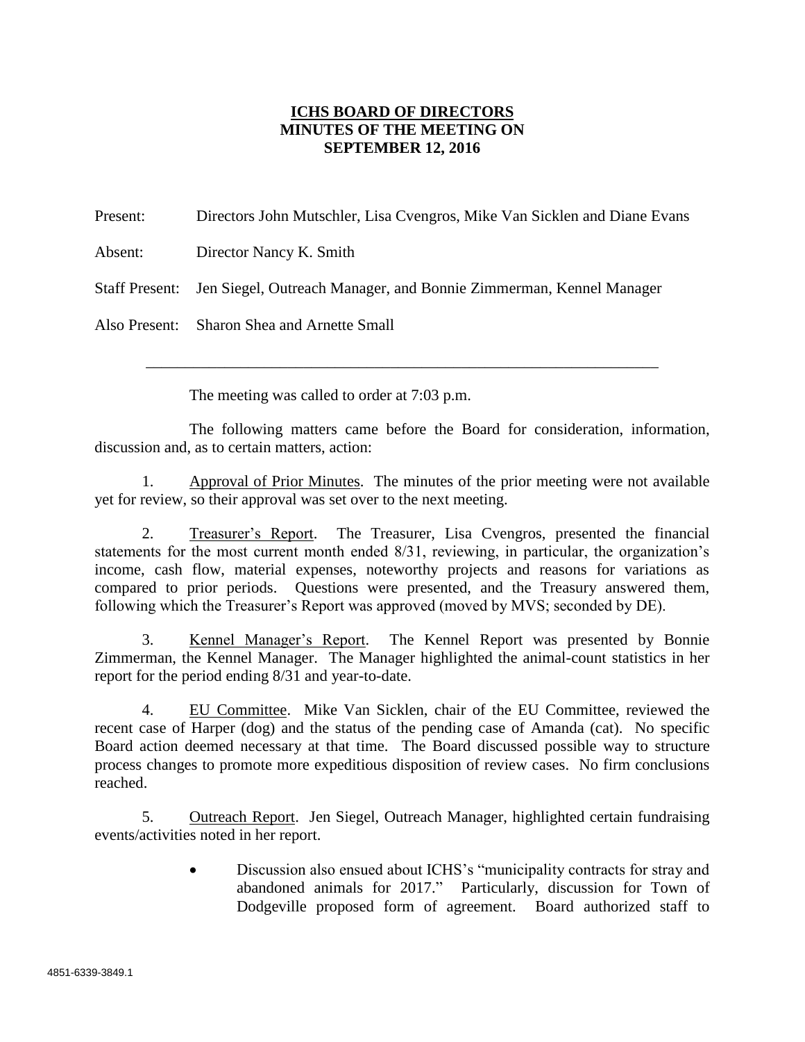**ICHS BOARD OF DIRECTORS**
**MINUTES OF THE MEETING ON**
**SEPTEMBER 12, 2016**

Present: Directors John Mutschler, Lisa Cvengros, Mike Van Sicklen and Diane Evans

Absent: Director Nancy K. Smith

Staff Present: Jen Siegel, Outreach Manager, and Bonnie Zimmerman, Kennel Manager

Also Present: Sharon Shea and Arnette Small

---

The meeting was called to order at 7:03 p.m.

The following matters came before the Board for consideration, information, discussion and, as to certain matters, action:

1. Approval of Prior Minutes. The minutes of the prior meeting were not available yet for review, so their approval was set over to the next meeting.

2. Treasurer's Report. The Treasurer, Lisa Cvengros, presented the financial statements for the most current month ended 8/31, reviewing, in particular, the organization's income, cash flow, material expenses, noteworthy projects and reasons for variations as compared to prior periods. Questions were presented, and the Treasury answered them, following which the Treasurer's Report was approved (moved by MVS; seconded by DE).

3. Kennel Manager's Report. The Kennel Report was presented by Bonnie Zimmerman, the Kennel Manager. The Manager highlighted the animal-count statistics in her report for the period ending 8/31 and year-to-date.

4. EU Committee. Mike Van Sicklen, chair of the EU Committee, reviewed the recent case of Harper (dog) and the status of the pending case of Amanda (cat). No specific Board action deemed necessary at that time. The Board discussed possible way to structure process changes to promote more expeditious disposition of review cases. No firm conclusions reached.

5. Outreach Report. Jen Siegel, Outreach Manager, highlighted certain fundraising events/activities noted in her report.

   - Discussion also ensued about ICHS's "municipality contracts for stray and abandoned animals for 2017." Particularly, discussion for Town of Dodgeville proposed form of agreement. Board authorized staff to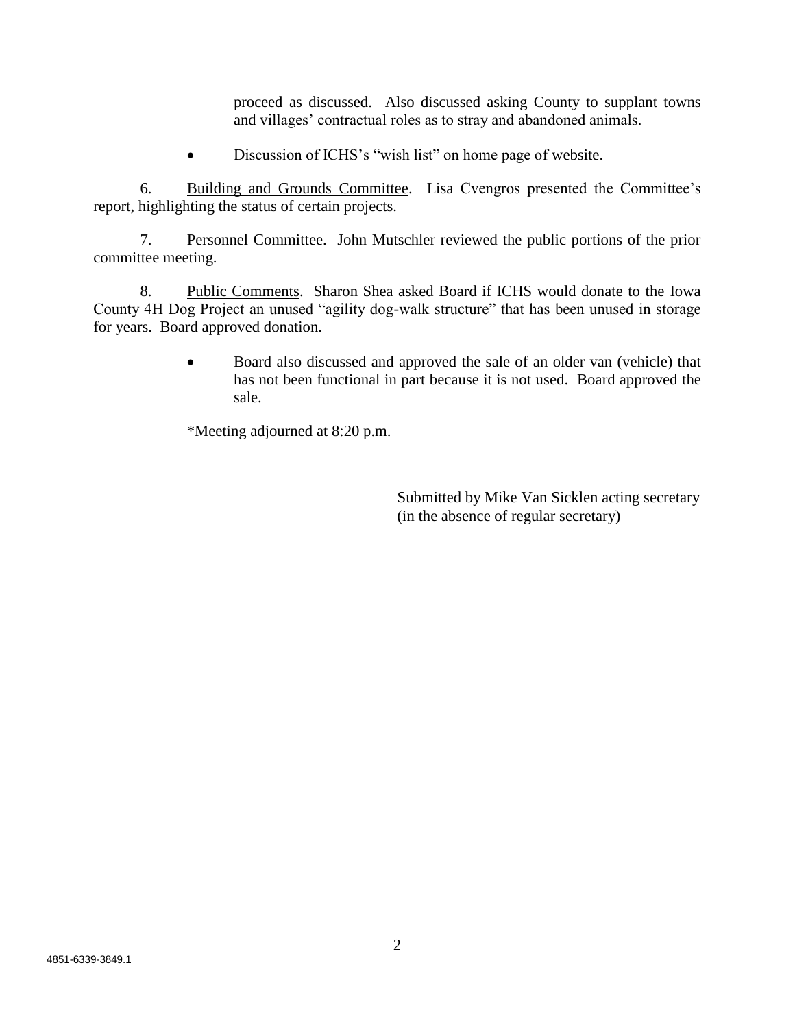proceed as discussed. Also discussed asking County to supplant towns and villages' contractual roles as to stray and abandoned animals.

- Discussion of ICHS's "wish list" on home page of website.

6. Building and Grounds Committee. Lisa Cvengros presented the Committee's report, highlighting the status of certain projects.

7. Personnel Committee. John Mutschler reviewed the public portions of the prior committee meeting.

8. Public Comments. Sharon Shea asked Board if ICHS would donate to the Iowa County 4H Dog Project an unused "agility dog-walk structure" that has been unused in storage for years. Board approved donation.

- Board also discussed and approved the sale of an older van (vehicle) that has not been functional in part because it is not used. Board approved the sale.

*Meeting adjourned at 8:20 p.m.

Submitted by Mike Van Sicklen acting secretary
(in the absence of regular secretary)

4851-6339-3849.1